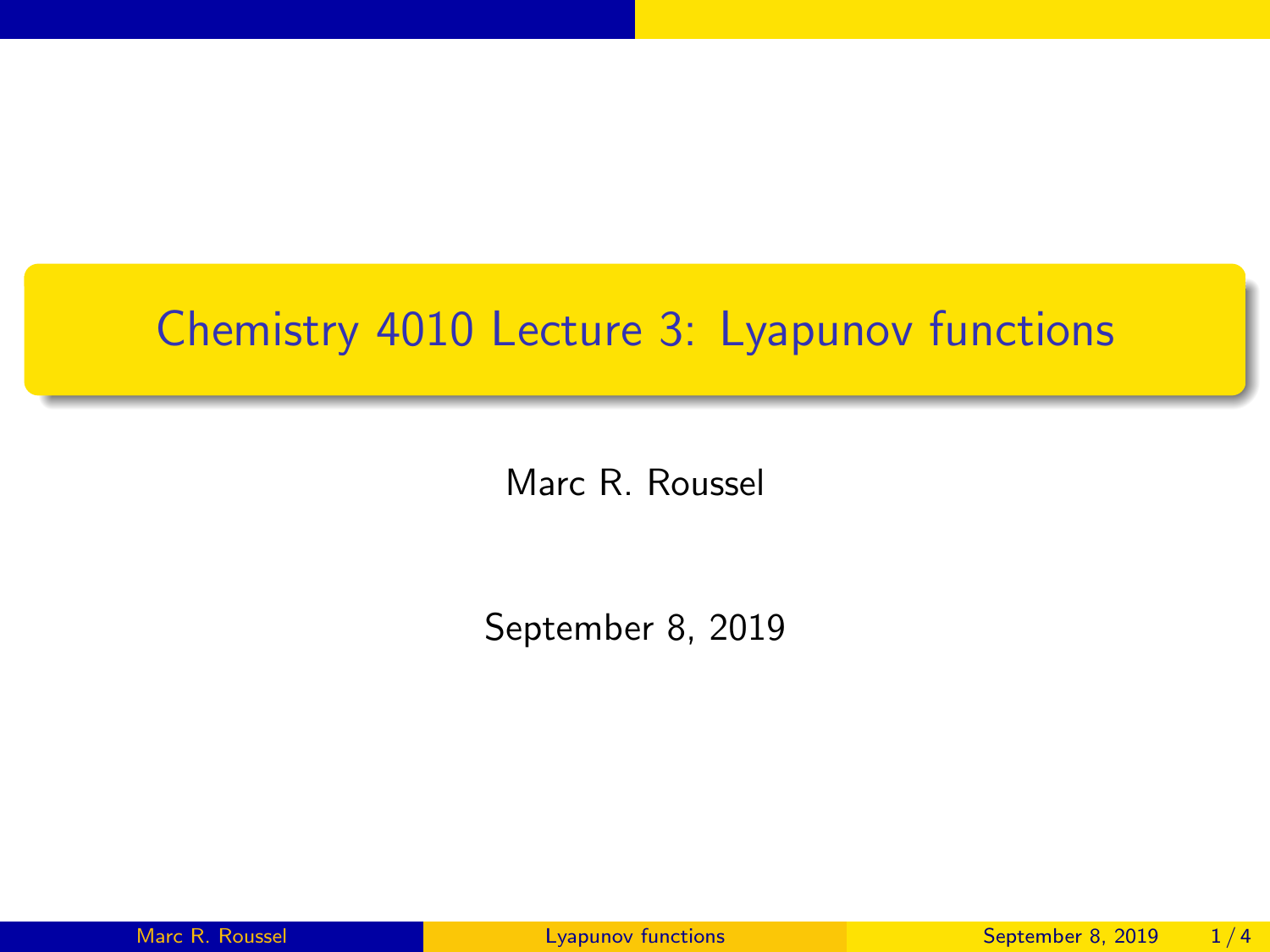# Chemistry 4010 Lecture 3: Lyapunov functions

Marc R. Roussel

September 8, 2019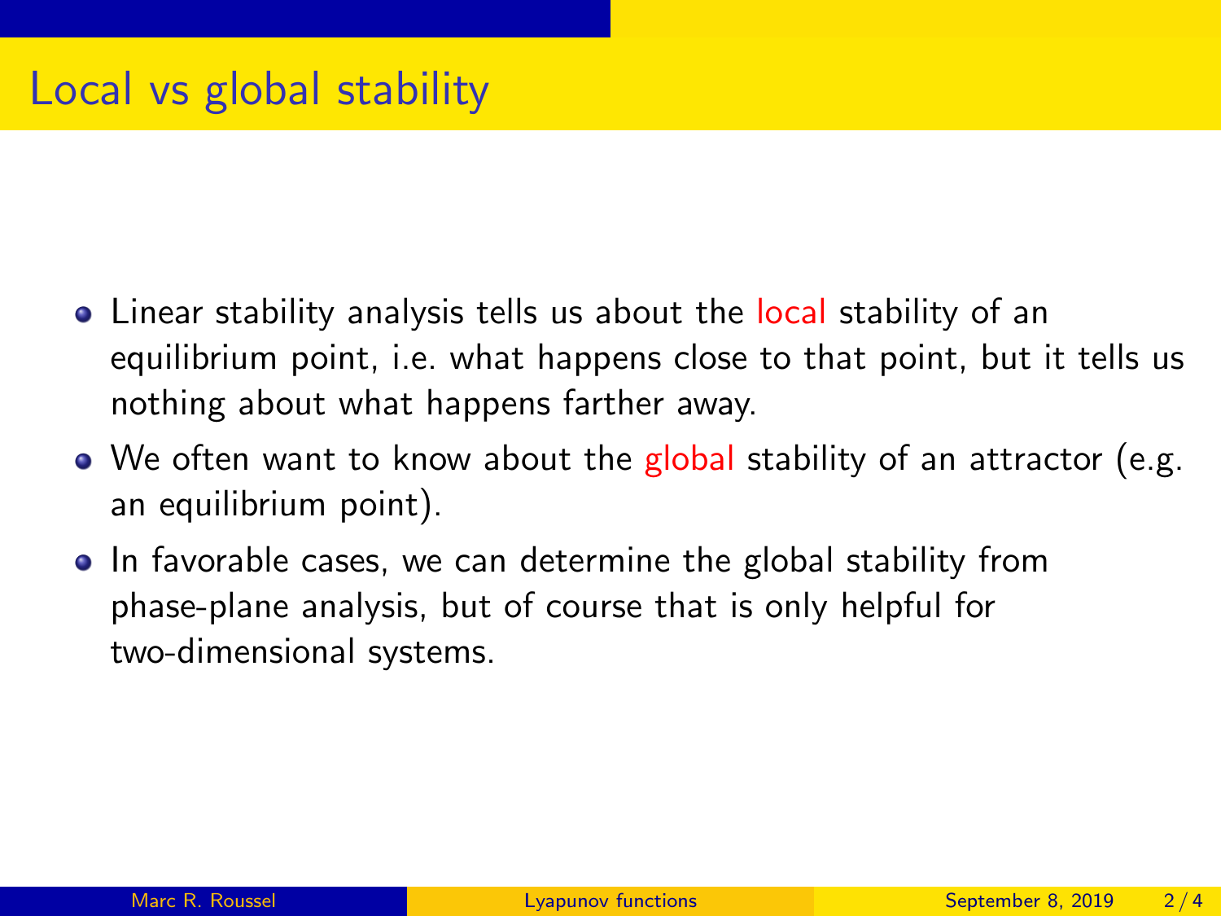# Local vs global stability

- Linear stability analysis tells us about the local stability of an equilibrium point, i.e. what happens close to that point, but it tells us nothing about what happens farther away.
- We often want to know about the global stability of an attractor (e.g. an equilibrium point).
- In favorable cases, we can determine the global stability from phase-plane analysis, but of course that is only helpful for two-dimensional systems.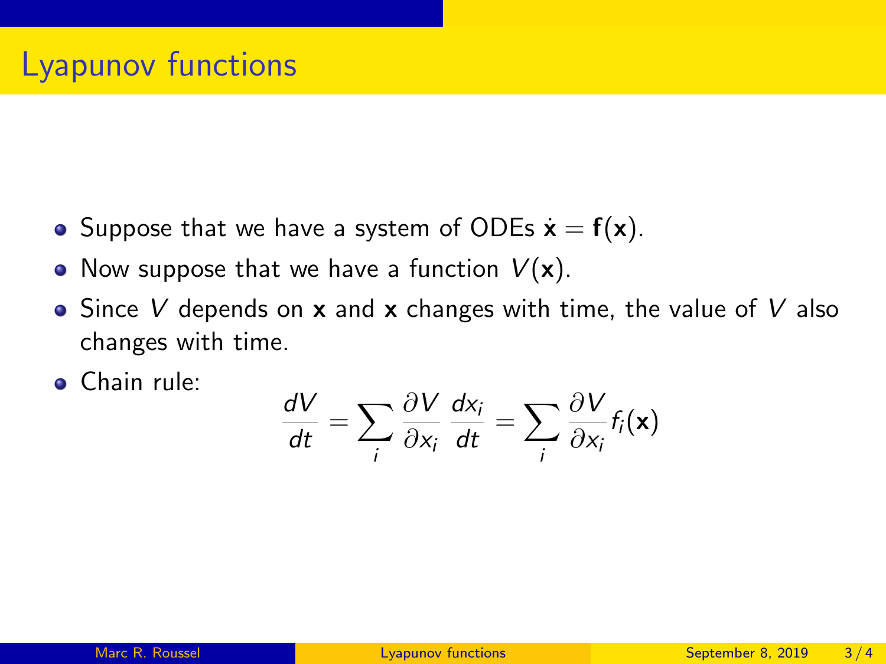# Lyapunov functions

- Suppose that we have a system of ODEs $\dot{\mathbf{x}} = \mathbf{f}(\mathbf{x})$.
- Now suppose that we have a function $V(\mathbf{x})$.
- Since $V$ depends on $\mathbf{x}$ and $\mathbf{x}$ changes with time, the value of $V$ also changes with time.
- Chain rule:

$$\frac{dV}{dt} = \sum_i \frac{\partial V}{\partial x_i} \frac{dx_i}{dt} = \sum_i \frac{\partial V}{\partial x_i} f_i(\mathbf{x})$$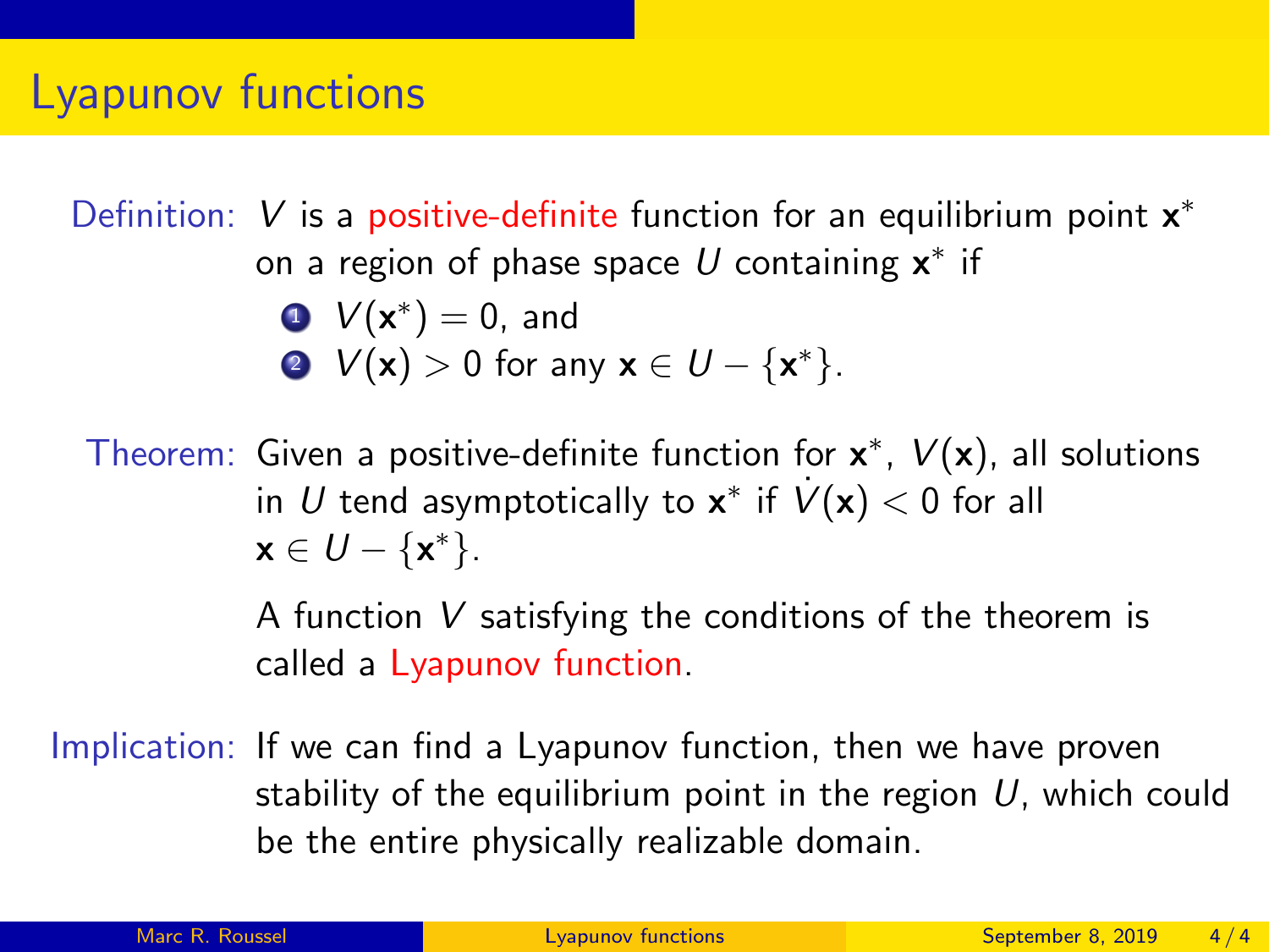# Lyapunov functions

**Definition:** $V$ is a positive-definite function for an equilibrium point $\mathbf{x}^*$ on a region of phase space $U$ containing $\mathbf{x}^*$ if

1. $V(\mathbf{x}^*) = 0$, and
2. $V(\mathbf{x}) > 0$ for any $\mathbf{x} \in U - \{\mathbf{x}^*\}$.

**Theorem:** Given a positive-definite function for $\mathbf{x}^*$, $V(\mathbf{x})$, all solutions in $U$ tend asymptotically to $\mathbf{x}^*$ if $\dot{V}(\mathbf{x}) < 0$ for all $\mathbf{x} \in U - \{\mathbf{x}^*\}$.

A function $V$ satisfying the conditions of the theorem is called a Lyapunov function.

**Implication:** If we can find a Lyapunov function, then we have proven stability of the equilibrium point in the region $U$, which could be the entire physically realizable domain.